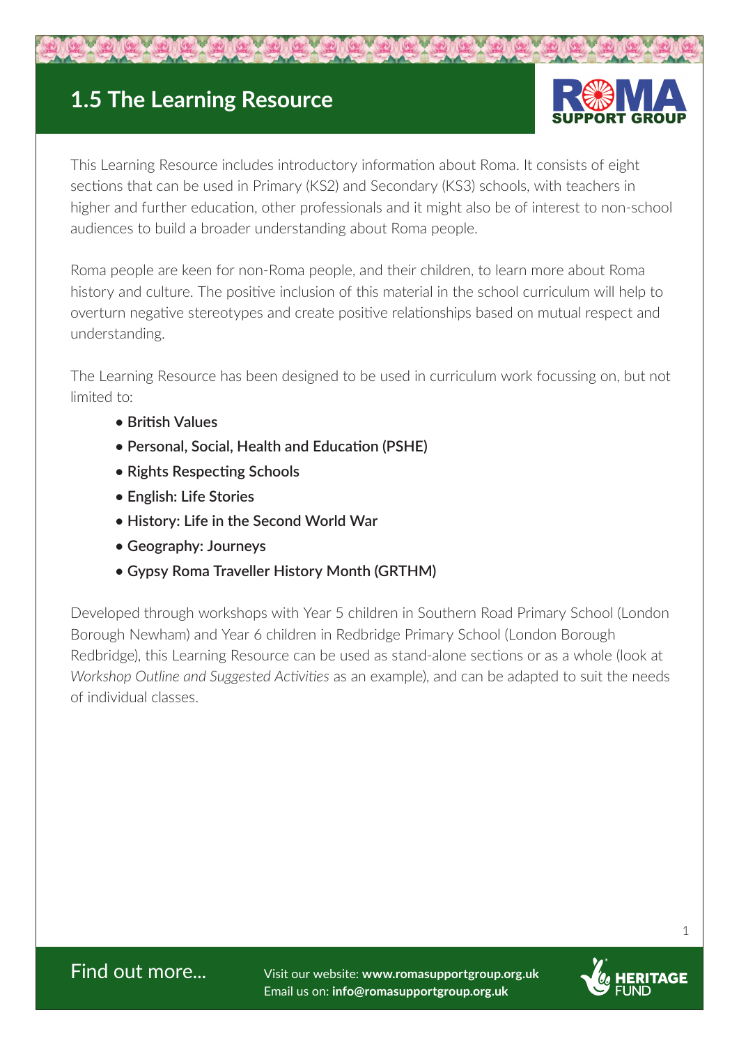# 1.5 The Learning Resource

ROMA SUPPORT GROUP

This Learning Resource includes introductory information about Roma. It consists of eight sections that can be used in Primary (KS2) and Secondary (KS3) schools, with teachers in higher and further education, other professionals and it might also be of interest to non-school audiences to build a broader understanding about Roma people.

Roma people are keen for non-Roma people, and their children, to learn more about Roma history and culture. The positive inclusion of this material in the school curriculum will help to overturn negative stereotypes and create positive relationships based on mutual respect and understanding.

The Learning Resource has been designed to be used in curriculum work focussing on, but not limited to:

- **British Values**
- **Personal, Social, Health and Education (PSHE)**
- **Rights Respecting Schools**
- **English: Life Stories**
- **History: Life in the Second World War**
- **Geography: Journeys**
- **Gypsy Roma Traveller History Month (GRTHM)**

Developed through workshops with Year 5 children in Southern Road Primary School (London Borough Newham) and Year 6 children in Redbridge Primary School (London Borough Redbridge), this Learning Resource can be used as stand-alone sections or as a whole (look at *Workshop Outline and Suggested Activities* as an example), and can be adapted to suit the needs of individual classes.

Find out more...

Visit our website: **www.romasupportgroup.org.uk**
Email us on: **info@romasupportgroup.org.uk**

HERITAGE FUND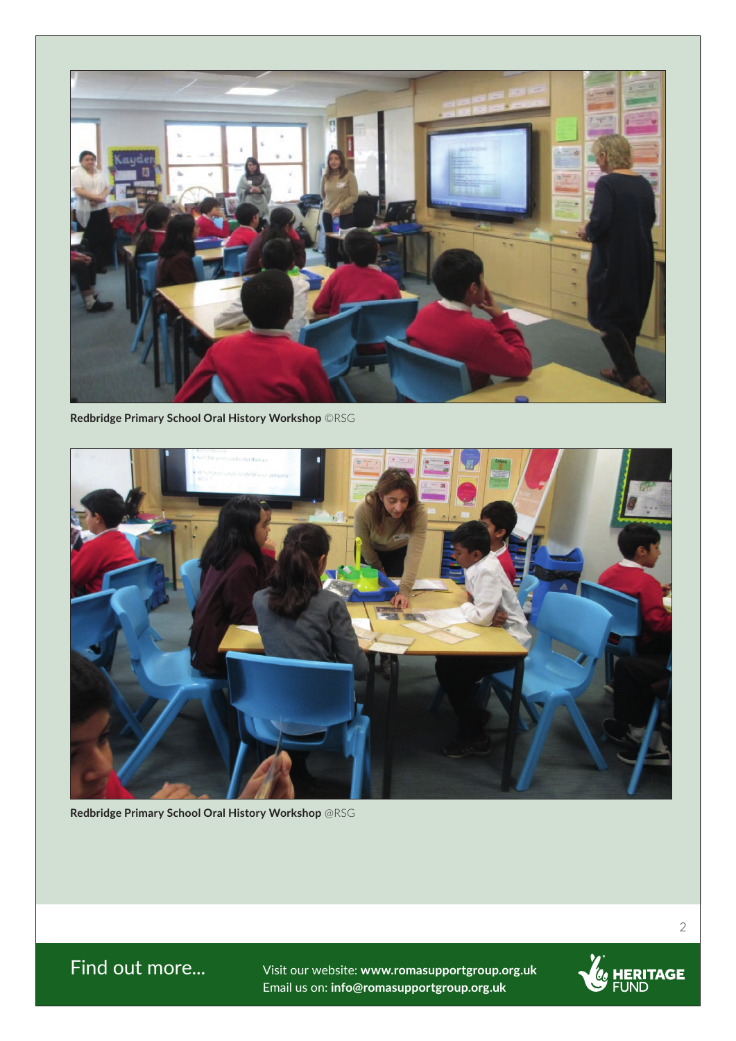**Redbridge Primary School Oral History Workshop** ©RSG

**Redbridge Primary School Oral History Workshop** @RSG

Find out more...

Visit our website: **www.romasupportgroup.org.uk**
Email us on: **info@romasupportgroup.org.uk**

HERITAGE FUND